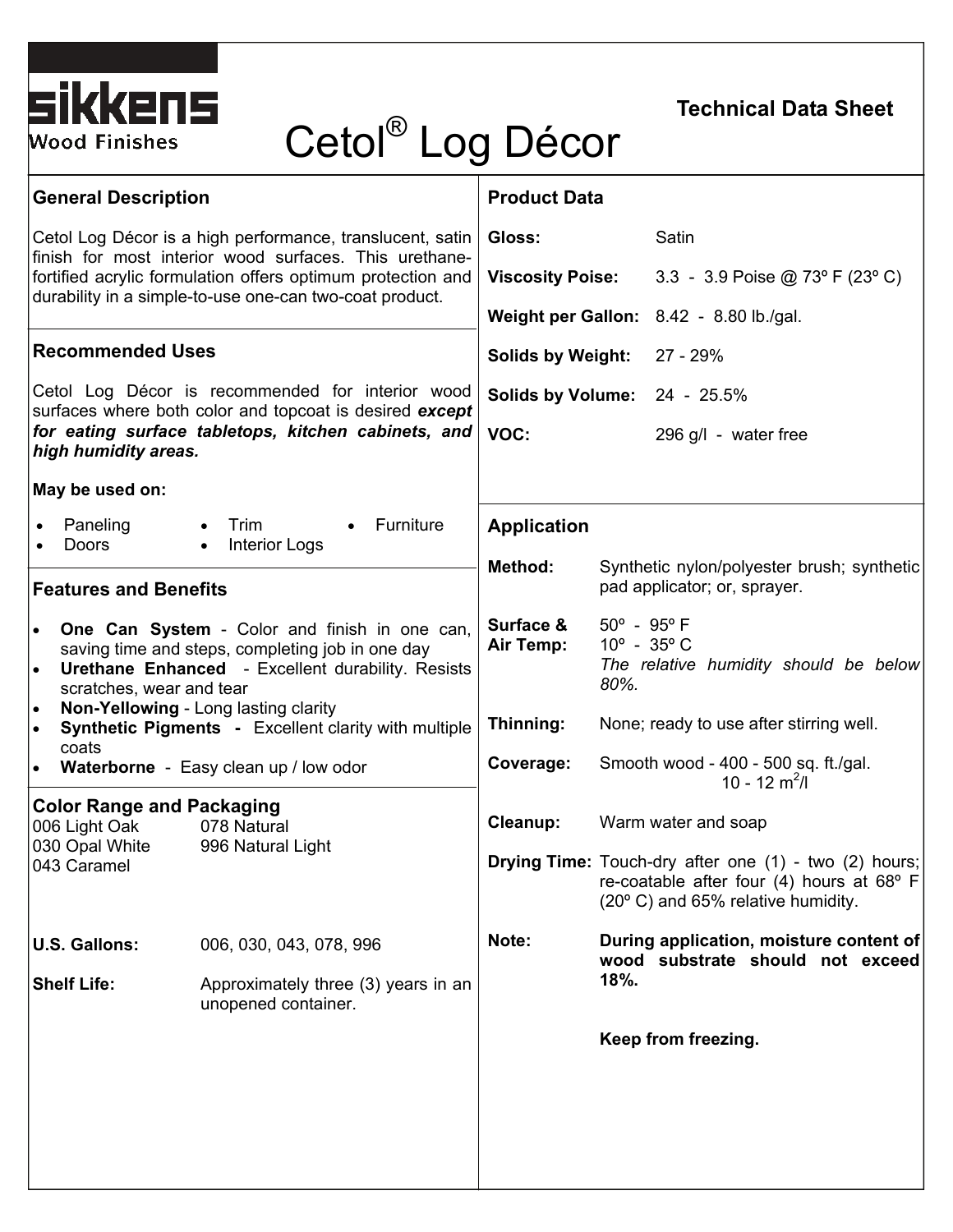sikkens
Wood Finishes

# Cetol® Log Décor

**Technical Data Sheet**

## General Description

Cetol Log Décor is a high performance, translucent, satin finish for most interior wood surfaces. This urethane-fortified acrylic formulation offers optimum protection and durability in a simple-to-use one-can two-coat product.

## Recommended Uses

Cetol Log Décor is recommended for interior wood surfaces where both color and topcoat is desired ***except for eating surface tabletops, kitchen cabinets, and high humidity areas.***

**May be used on:**

- Paneling
- Doors
- Trim
- Interior Logs
- Furniture

## Features and Benefits

- **One Can System** - Color and finish in one can, saving time and steps, completing job in one day
- **Urethane Enhanced** - Excellent durability. Resists scratches, wear and tear
- **Non-Yellowing** - Long lasting clarity
- **Synthetic Pigments** - Excellent clarity with multiple coats
- **Waterborne** - Easy clean up / low odor

## Color Range and Packaging

| | |
|---|---|
| 006 Light Oak | 078 Natural |
| 030 Opal White | 996 Natural Light |
| 043 Caramel | |

**U.S. Gallons:** 006, 030, 043, 078, 996

**Shelf Life:** Approximately three (3) years in an unopened container.

## Product Data

| | |
|---|---|
| **Gloss:** | Satin |
| **Viscosity Poise:** | 3.3 - 3.9 Poise @ 73º F (23º C) |
| **Weight per Gallon:** | 8.42 - 8.80 lb./gal. |
| **Solids by Weight:** | 27 - 29% |
| **Solids by Volume:** | 24 - 25.5% |
| **VOC:** | 296 g/l - water free |

## Application

**Method:** Synthetic nylon/polyester brush; synthetic pad applicator; or, sprayer.

**Surface & Air Temp:** 50º - 95º F
10º - 35º C
*The relative humidity should be below 80%.*

**Thinning:** None; ready to use after stirring well.

**Coverage:** Smooth wood - 400 - 500 sq. ft./gal.
10 - 12 $m^2$/l

**Cleanup:** Warm water and soap

**Drying Time:** Touch-dry after one (1) - two (2) hours; re-coatable after four (4) hours at 68º F (20º C) and 65% relative humidity.

**Note:** **During application, moisture content of wood substrate should not exceed 18%.**

**Keep from freezing.**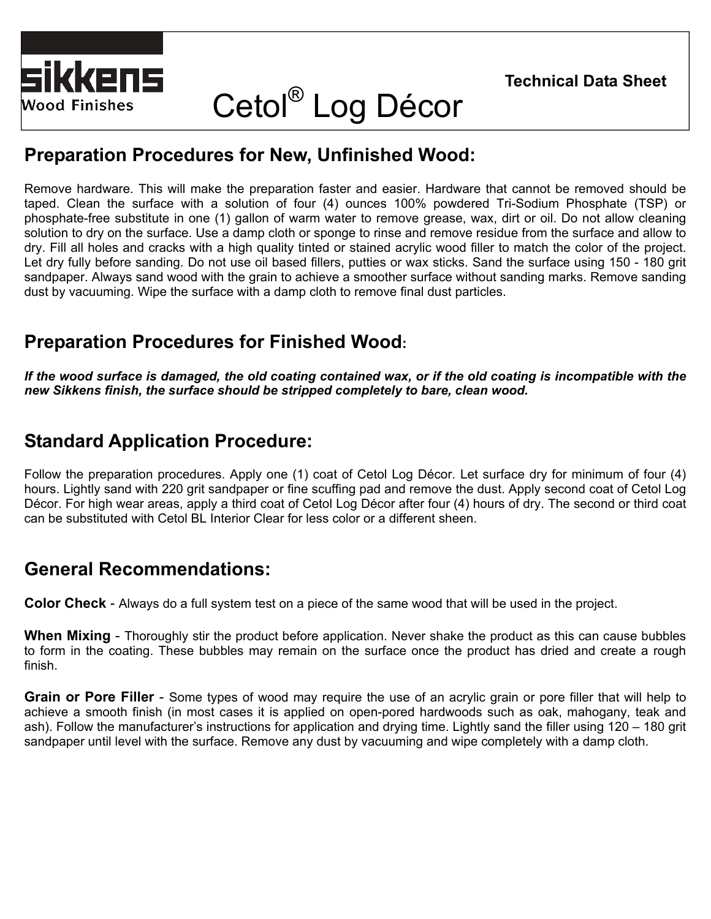Sikkens Wood Finishes

# Cetol® Log Décor

**Technical Data Sheet**

## Preparation Procedures for New, Unfinished Wood:

Remove hardware. This will make the preparation faster and easier. Hardware that cannot be removed should be taped. Clean the surface with a solution of four (4) ounces 100% powdered Tri-Sodium Phosphate (TSP) or phosphate-free substitute in one (1) gallon of warm water to remove grease, wax, dirt or oil. Do not allow cleaning solution to dry on the surface. Use a damp cloth or sponge to rinse and remove residue from the surface and allow to dry. Fill all holes and cracks with a high quality tinted or stained acrylic wood filler to match the color of the project. Let dry fully before sanding. Do not use oil based fillers, putties or wax sticks. Sand the surface using 150 - 180 grit sandpaper. Always sand wood with the grain to achieve a smoother surface without sanding marks. Remove sanding dust by vacuuming. Wipe the surface with a damp cloth to remove final dust particles.

## Preparation Procedures for Finished Wood:

***If the wood surface is damaged, the old coating contained wax, or if the old coating is incompatible with the new Sikkens finish, the surface should be stripped completely to bare, clean wood.***

## Standard Application Procedure:

Follow the preparation procedures. Apply one (1) coat of Cetol Log Décor. Let surface dry for minimum of four (4) hours. Lightly sand with 220 grit sandpaper or fine scuffing pad and remove the dust. Apply second coat of Cetol Log Décor. For high wear areas, apply a third coat of Cetol Log Décor after four (4) hours of dry. The second or third coat can be substituted with Cetol BL Interior Clear for less color or a different sheen.

## General Recommendations:

**Color Check** - Always do a full system test on a piece of the same wood that will be used in the project.

**When Mixing** - Thoroughly stir the product before application. Never shake the product as this can cause bubbles to form in the coating. These bubbles may remain on the surface once the product has dried and create a rough finish.

**Grain or Pore Filler** - Some types of wood may require the use of an acrylic grain or pore filler that will help to achieve a smooth finish (in most cases it is applied on open-pored hardwoods such as oak, mahogany, teak and ash). Follow the manufacturer's instructions for application and drying time. Lightly sand the filler using 120 – 180 grit sandpaper until level with the surface. Remove any dust by vacuuming and wipe completely with a damp cloth.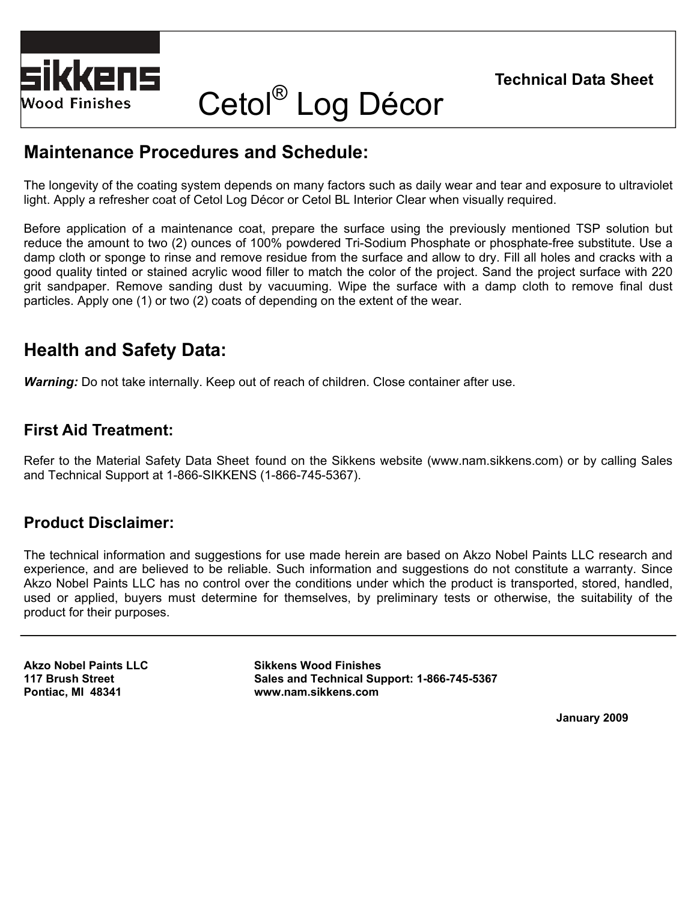# Cetol® Log Décor

**Technical Data Sheet**

## Maintenance Procedures and Schedule:

The longevity of the coating system depends on many factors such as daily wear and tear and exposure to ultraviolet light. Apply a refresher coat of Cetol Log Décor or Cetol BL Interior Clear when visually required.

Before application of a maintenance coat, prepare the surface using the previously mentioned TSP solution but reduce the amount to two (2) ounces of 100% powdered Tri-Sodium Phosphate or phosphate-free substitute. Use a damp cloth or sponge to rinse and remove residue from the surface and allow to dry. Fill all holes and cracks with a good quality tinted or stained acrylic wood filler to match the color of the project. Sand the project surface with 220 grit sandpaper. Remove sanding dust by vacuuming. Wipe the surface with a damp cloth to remove final dust particles. Apply one (1) or two (2) coats of depending on the extent of the wear.

## Health and Safety Data:

***Warning:*** Do not take internally. Keep out of reach of children. Close container after use.

## First Aid Treatment:

Refer to the Material Safety Data Sheet found on the Sikkens website (www.nam.sikkens.com) or by calling Sales and Technical Support at 1-866-SIKKENS (1-866-745-5367).

## Product Disclaimer:

The technical information and suggestions for use made herein are based on Akzo Nobel Paints LLC research and experience, and are believed to be reliable. Such information and suggestions do not constitute a warranty. Since Akzo Nobel Paints LLC has no control over the conditions under which the product is transported, stored, handled, used or applied, buyers must determine for themselves, by preliminary tests or otherwise, the suitability of the product for their purposes.

---

**Akzo Nobel Paints LLC**
**117 Brush Street**
**Pontiac, MI 48341**

**Sikkens Wood Finishes**
**Sales and Technical Support: 1-866-745-5367**
**www.nam.sikkens.com**

**January 2009**